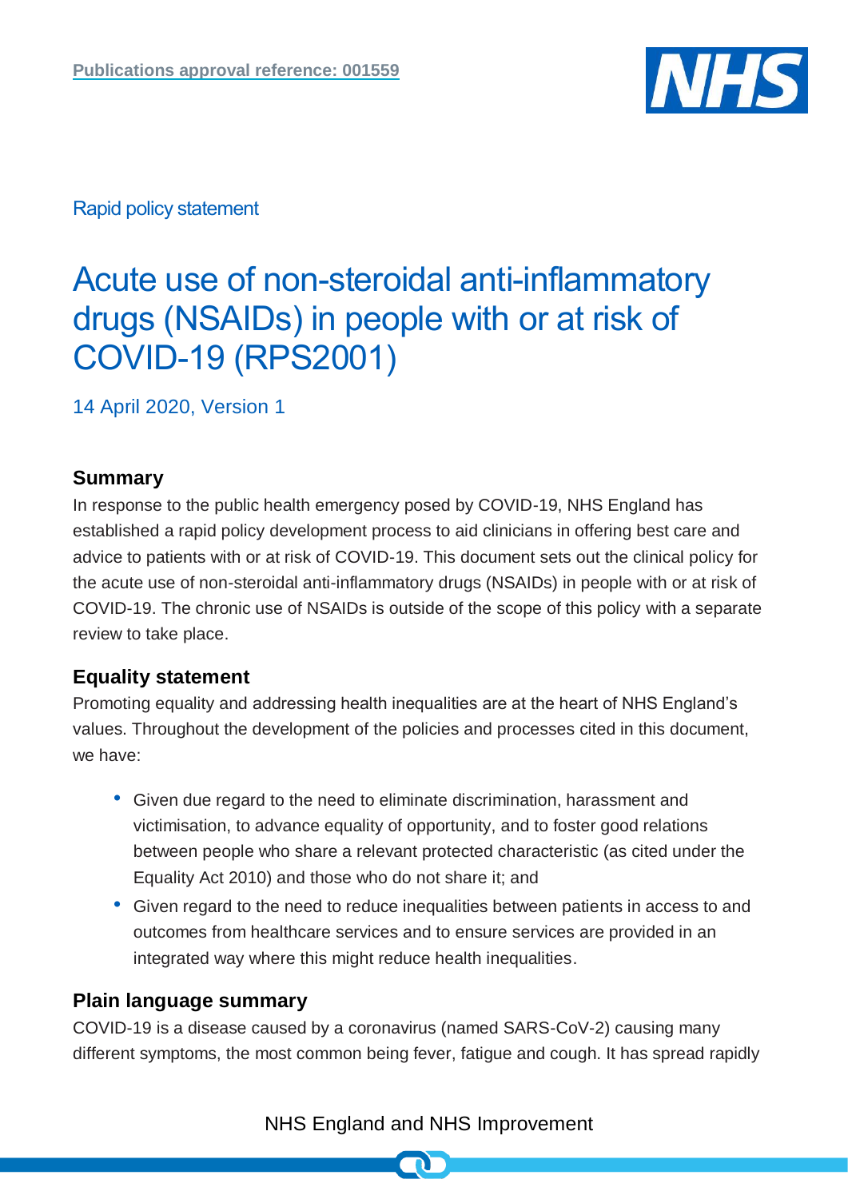Publications approval reference: 001559

Rapid policy statement

# Acute use of non-steroidal anti-inflammatory drugs (NSAIDs) in people with or at risk of COVID-19 (RPS2001)

14 April 2020, Version 1

## Summary

In response to the public health emergency posed by COVID-19, NHS England has established a rapid policy development process to aid clinicians in offering best care and advice to patients with or at risk of COVID-19. This document sets out the clinical policy for the acute use of non-steroidal anti-inflammatory drugs (NSAIDs) in people with or at risk of COVID-19. The chronic use of NSAIDs is outside of the scope of this policy with a separate review to take place.

## Equality statement

Promoting equality and addressing health inequalities are at the heart of NHS England's values. Throughout the development of the policies and processes cited in this document, we have:

- Given due regard to the need to eliminate discrimination, harassment and victimisation, to advance equality of opportunity, and to foster good relations between people who share a relevant protected characteristic (as cited under the Equality Act 2010) and those who do not share it; and
- Given regard to the need to reduce inequalities between patients in access to and outcomes from healthcare services and to ensure services are provided in an integrated way where this might reduce health inequalities.

## Plain language summary

COVID-19 is a disease caused by a coronavirus (named SARS-CoV-2) causing many different symptoms, the most common being fever, fatigue and cough. It has spread rapidly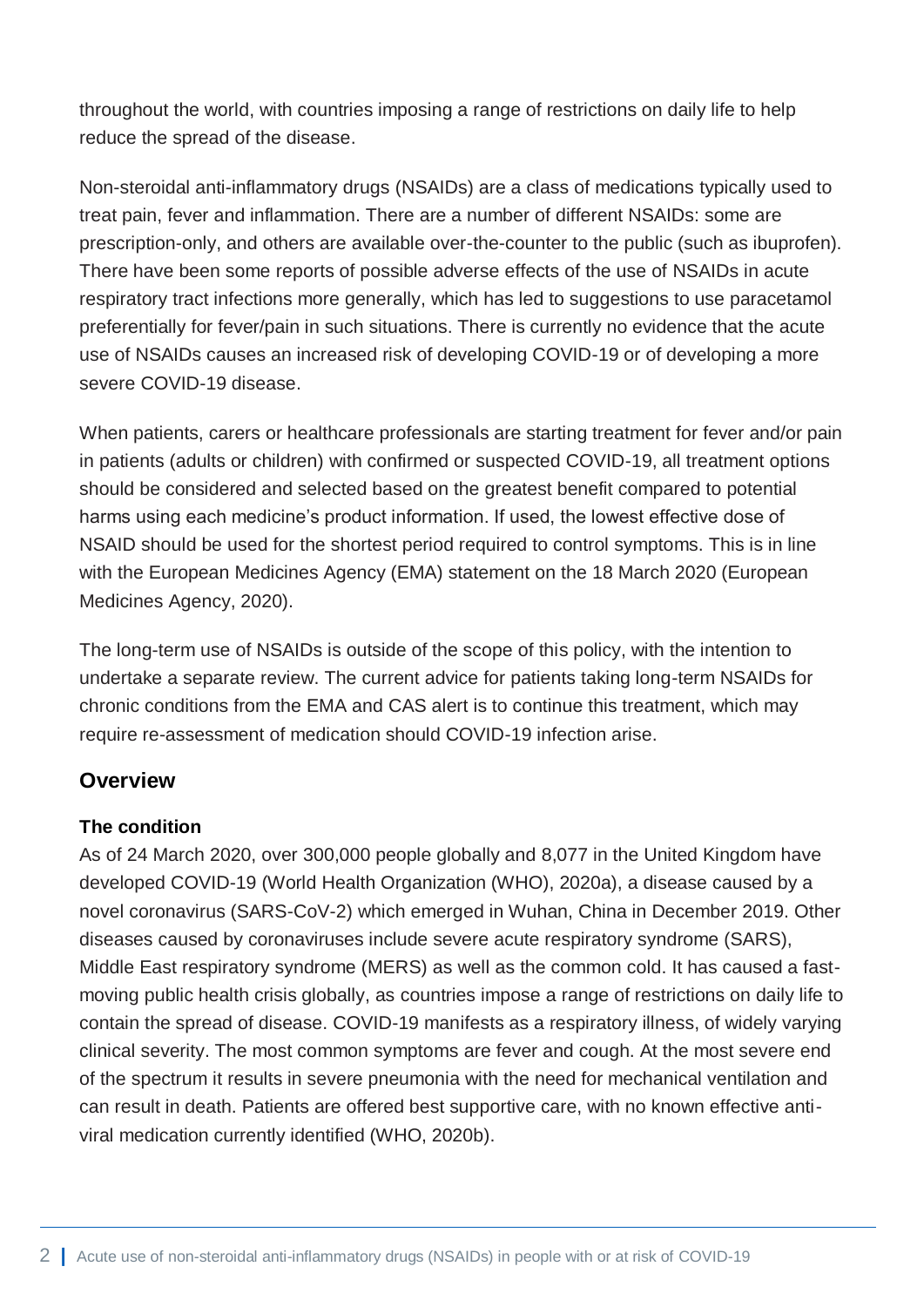throughout the world, with countries imposing a range of restrictions on daily life to help reduce the spread of the disease.

Non-steroidal anti-inflammatory drugs (NSAIDs) are a class of medications typically used to treat pain, fever and inflammation. There are a number of different NSAIDs: some are prescription-only, and others are available over-the-counter to the public (such as ibuprofen). There have been some reports of possible adverse effects of the use of NSAIDs in acute respiratory tract infections more generally, which has led to suggestions to use paracetamol preferentially for fever/pain in such situations. There is currently no evidence that the acute use of NSAIDs causes an increased risk of developing COVID-19 or of developing a more severe COVID-19 disease.

When patients, carers or healthcare professionals are starting treatment for fever and/or pain in patients (adults or children) with confirmed or suspected COVID-19, all treatment options should be considered and selected based on the greatest benefit compared to potential harms using each medicine's product information. If used, the lowest effective dose of NSAID should be used for the shortest period required to control symptoms. This is in line with the European Medicines Agency (EMA) statement on the 18 March 2020 (European Medicines Agency, 2020).

The long-term use of NSAIDs is outside of the scope of this policy, with the intention to undertake a separate review. The current advice for patients taking long-term NSAIDs for chronic conditions from the EMA and CAS alert is to continue this treatment, which may require re-assessment of medication should COVID-19 infection arise.

## Overview

### The condition

As of 24 March 2020, over 300,000 people globally and 8,077 in the United Kingdom have developed COVID-19 (World Health Organization (WHO), 2020a), a disease caused by a novel coronavirus (SARS-CoV-2) which emerged in Wuhan, China in December 2019. Other diseases caused by coronaviruses include severe acute respiratory syndrome (SARS), Middle East respiratory syndrome (MERS) as well as the common cold. It has caused a fast-moving public health crisis globally, as countries impose a range of restrictions on daily life to contain the spread of disease. COVID-19 manifests as a respiratory illness, of widely varying clinical severity. The most common symptoms are fever and cough. At the most severe end of the spectrum it results in severe pneumonia with the need for mechanical ventilation and can result in death. Patients are offered best supportive care, with no known effective anti-viral medication currently identified (WHO, 2020b).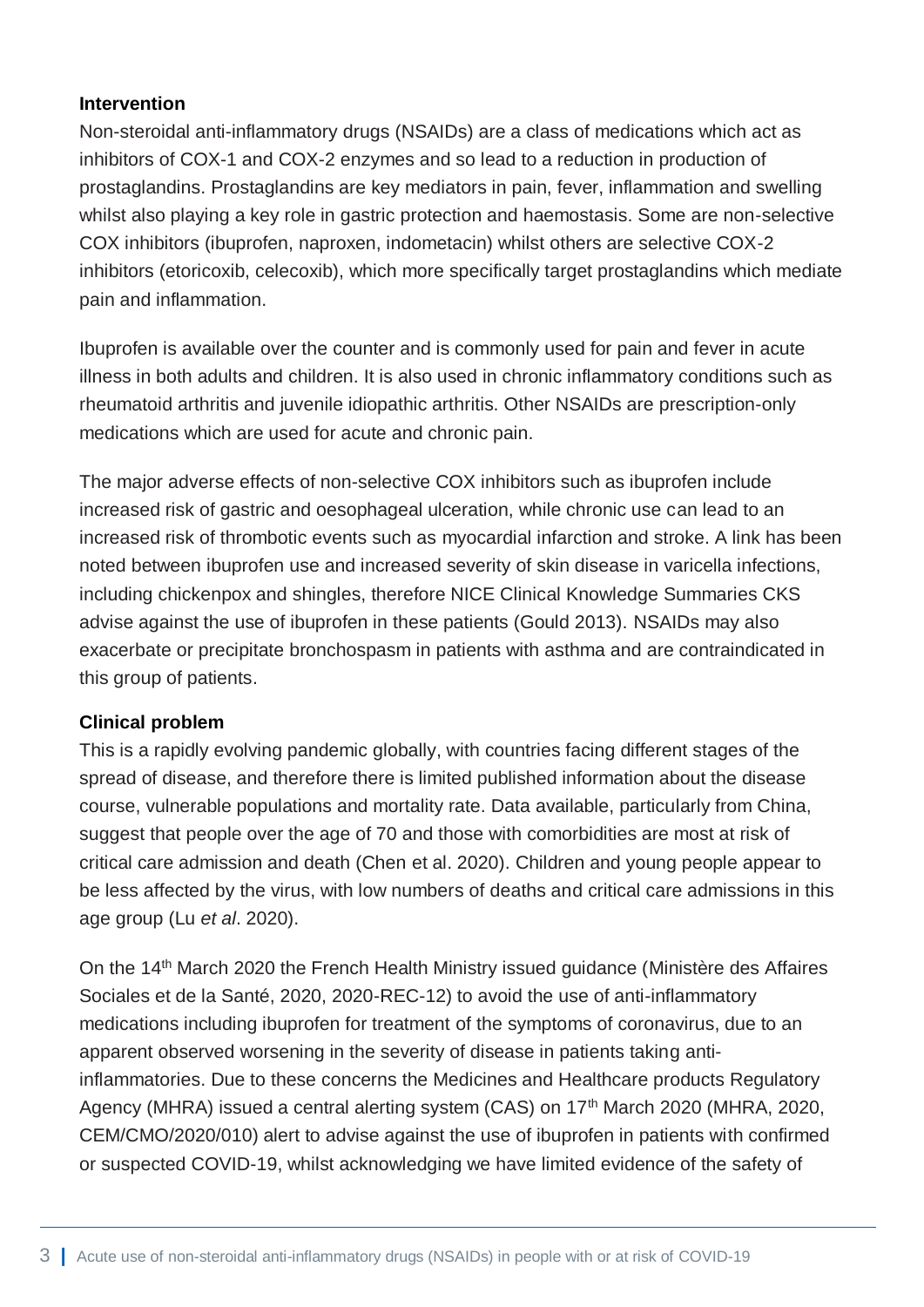### Intervention

Non-steroidal anti-inflammatory drugs (NSAIDs) are a class of medications which act as inhibitors of COX-1 and COX-2 enzymes and so lead to a reduction in production of prostaglandins. Prostaglandins are key mediators in pain, fever, inflammation and swelling whilst also playing a key role in gastric protection and haemostasis. Some are non-selective COX inhibitors (ibuprofen, naproxen, indometacin) whilst others are selective COX-2 inhibitors (etoricoxib, celecoxib), which more specifically target prostaglandins which mediate pain and inflammation.

Ibuprofen is available over the counter and is commonly used for pain and fever in acute illness in both adults and children. It is also used in chronic inflammatory conditions such as rheumatoid arthritis and juvenile idiopathic arthritis. Other NSAIDs are prescription-only medications which are used for acute and chronic pain.

The major adverse effects of non-selective COX inhibitors such as ibuprofen include increased risk of gastric and oesophageal ulceration, while chronic use can lead to an increased risk of thrombotic events such as myocardial infarction and stroke. A link has been noted between ibuprofen use and increased severity of skin disease in varicella infections, including chickenpox and shingles, therefore NICE Clinical Knowledge Summaries CKS advise against the use of ibuprofen in these patients (Gould 2013). NSAIDs may also exacerbate or precipitate bronchospasm in patients with asthma and are contraindicated in this group of patients.

### Clinical problem

This is a rapidly evolving pandemic globally, with countries facing different stages of the spread of disease, and therefore there is limited published information about the disease course, vulnerable populations and mortality rate. Data available, particularly from China, suggest that people over the age of 70 and those with comorbidities are most at risk of critical care admission and death (Chen et al. 2020). Children and young people appear to be less affected by the virus, with low numbers of deaths and critical care admissions in this age group (Lu *et al*. 2020).

On the 14th March 2020 the French Health Ministry issued guidance (Ministère des Affaires Sociales et de la Santé, 2020, 2020-REC-12) to avoid the use of anti-inflammatory medications including ibuprofen for treatment of the symptoms of coronavirus, due to an apparent observed worsening in the severity of disease in patients taking anti-inflammatories. Due to these concerns the Medicines and Healthcare products Regulatory Agency (MHRA) issued a central alerting system (CAS) on 17th March 2020 (MHRA, 2020, CEM/CMO/2020/010) alert to advise against the use of ibuprofen in patients with confirmed or suspected COVID-19, whilst acknowledging we have limited evidence of the safety of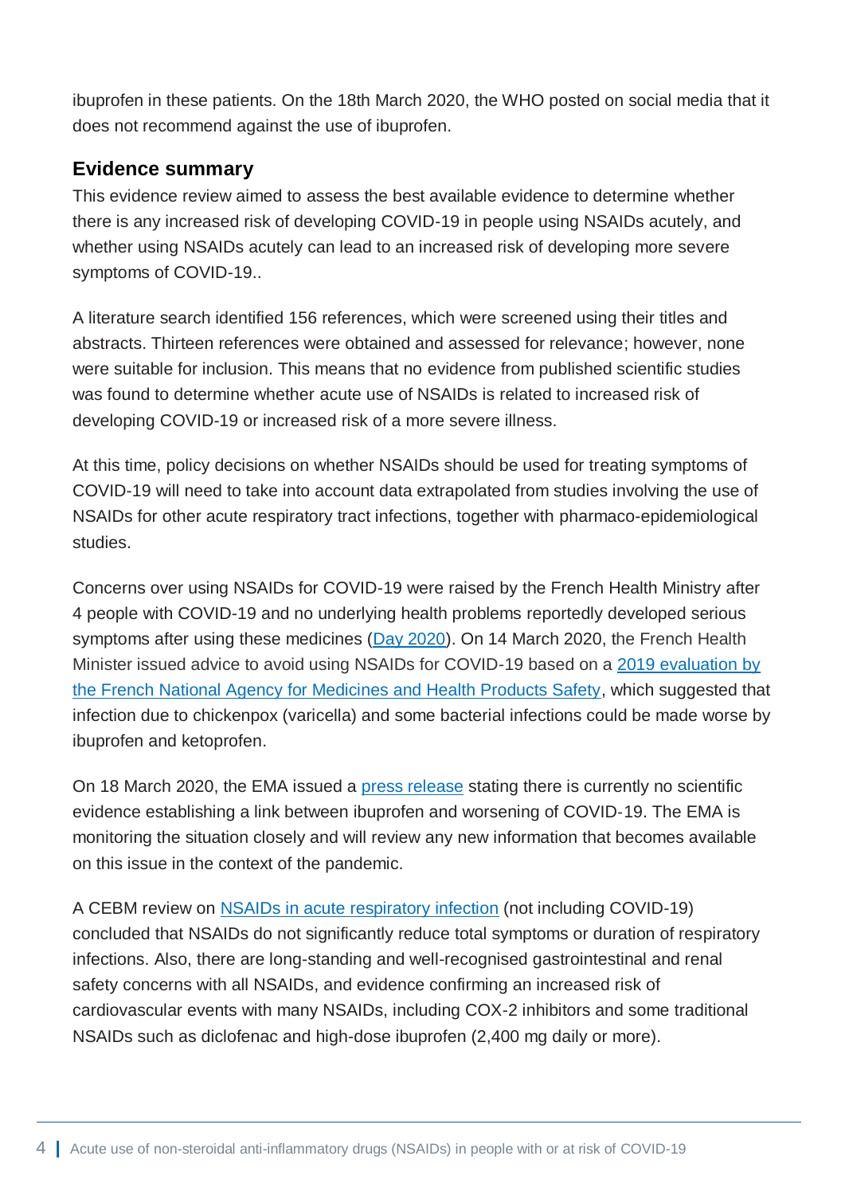ibuprofen in these patients. On the 18th March 2020, the WHO posted on social media that it does not recommend against the use of ibuprofen.

## Evidence summary

This evidence review aimed to assess the best available evidence to determine whether there is any increased risk of developing COVID-19 in people using NSAIDs acutely, and whether using NSAIDs acutely can lead to an increased risk of developing more severe symptoms of COVID-19..

A literature search identified 156 references, which were screened using their titles and abstracts. Thirteen references were obtained and assessed for relevance; however, none were suitable for inclusion. This means that no evidence from published scientific studies was found to determine whether acute use of NSAIDs is related to increased risk of developing COVID-19 or increased risk of a more severe illness.

At this time, policy decisions on whether NSAIDs should be used for treating symptoms of COVID-19 will need to take into account data extrapolated from studies involving the use of NSAIDs for other acute respiratory tract infections, together with pharmaco-epidemiological studies.

Concerns over using NSAIDs for COVID-19 were raised by the French Health Ministry after 4 people with COVID-19 and no underlying health problems reportedly developed serious symptoms after using these medicines (Day 2020). On 14 March 2020, the French Health Minister issued advice to avoid using NSAIDs for COVID-19 based on a 2019 evaluation by the French National Agency for Medicines and Health Products Safety, which suggested that infection due to chickenpox (varicella) and some bacterial infections could be made worse by ibuprofen and ketoprofen.

On 18 March 2020, the EMA issued a press release stating there is currently no scientific evidence establishing a link between ibuprofen and worsening of COVID-19. The EMA is monitoring the situation closely and will review any new information that becomes available on this issue in the context of the pandemic.

A CEBM review on NSAIDs in acute respiratory infection (not including COVID-19) concluded that NSAIDs do not significantly reduce total symptoms or duration of respiratory infections. Also, there are long-standing and well-recognised gastrointestinal and renal safety concerns with all NSAIDs, and evidence confirming an increased risk of cardiovascular events with many NSAIDs, including COX-2 inhibitors and some traditional NSAIDs such as diclofenac and high-dose ibuprofen (2,400 mg daily or more).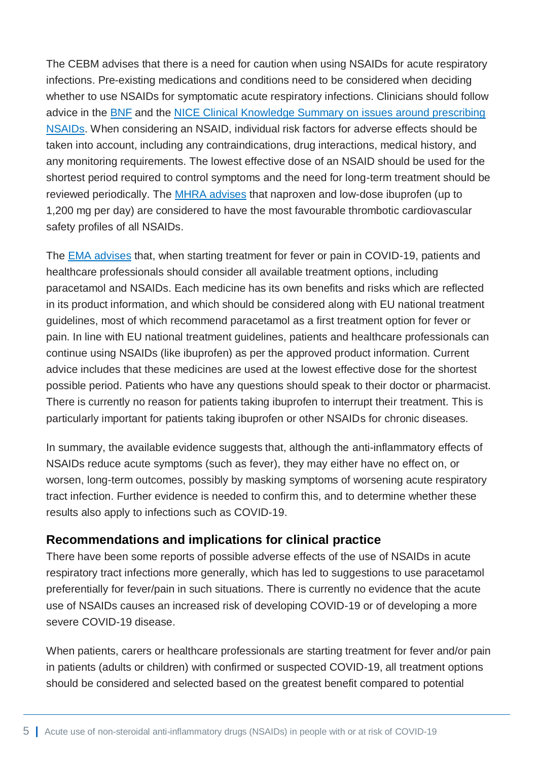The CEBM advises that there is a need for caution when using NSAIDs for acute respiratory infections. Pre-existing medications and conditions need to be considered when deciding whether to use NSAIDs for symptomatic acute respiratory infections. Clinicians should follow advice in the BNF and the NICE Clinical Knowledge Summary on issues around prescribing NSAIDs. When considering an NSAID, individual risk factors for adverse effects should be taken into account, including any contraindications, drug interactions, medical history, and any monitoring requirements. The lowest effective dose of an NSAID should be used for the shortest period required to control symptoms and the need for long-term treatment should be reviewed periodically. The MHRA advises that naproxen and low-dose ibuprofen (up to 1,200 mg per day) are considered to have the most favourable thrombotic cardiovascular safety profiles of all NSAIDs.

The EMA advises that, when starting treatment for fever or pain in COVID-19, patients and healthcare professionals should consider all available treatment options, including paracetamol and NSAIDs. Each medicine has its own benefits and risks which are reflected in its product information, and which should be considered along with EU national treatment guidelines, most of which recommend paracetamol as a first treatment option for fever or pain. In line with EU national treatment guidelines, patients and healthcare professionals can continue using NSAIDs (like ibuprofen) as per the approved product information. Current advice includes that these medicines are used at the lowest effective dose for the shortest possible period. Patients who have any questions should speak to their doctor or pharmacist. There is currently no reason for patients taking ibuprofen to interrupt their treatment. This is particularly important for patients taking ibuprofen or other NSAIDs for chronic diseases.

In summary, the available evidence suggests that, although the anti-inflammatory effects of NSAIDs reduce acute symptoms (such as fever), they may either have no effect on, or worsen, long-term outcomes, possibly by masking symptoms of worsening acute respiratory tract infection. Further evidence is needed to confirm this, and to determine whether these results also apply to infections such as COVID-19.

## Recommendations and implications for clinical practice

There have been some reports of possible adverse effects of the use of NSAIDs in acute respiratory tract infections more generally, which has led to suggestions to use paracetamol preferentially for fever/pain in such situations. There is currently no evidence that the acute use of NSAIDs causes an increased risk of developing COVID-19 or of developing a more severe COVID-19 disease.

When patients, carers or healthcare professionals are starting treatment for fever and/or pain in patients (adults or children) with confirmed or suspected COVID-19, all treatment options should be considered and selected based on the greatest benefit compared to potential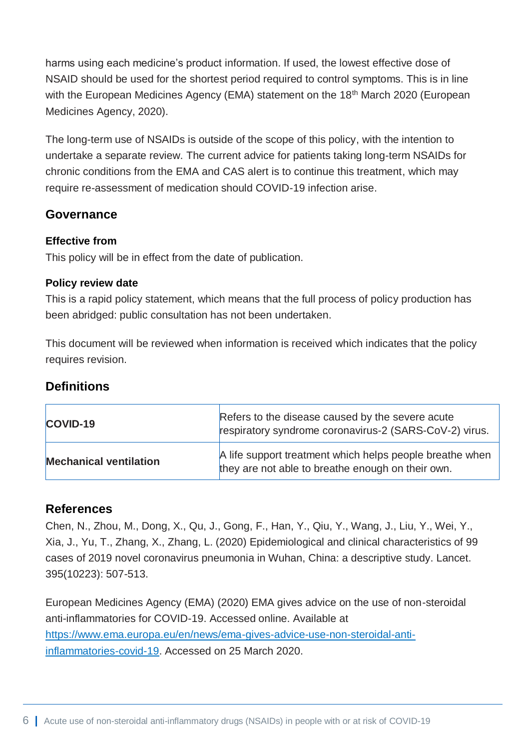harms using each medicine's product information. If used, the lowest effective dose of NSAID should be used for the shortest period required to control symptoms. This is in line with the European Medicines Agency (EMA) statement on the 18th March 2020 (European Medicines Agency, 2020).

The long-term use of NSAIDs is outside of the scope of this policy, with the intention to undertake a separate review. The current advice for patients taking long-term NSAIDs for chronic conditions from the EMA and CAS alert is to continue this treatment, which may require re-assessment of medication should COVID-19 infection arise.

## Governance

### Effective from

This policy will be in effect from the date of publication.

### Policy review date

This is a rapid policy statement, which means that the full process of policy production has been abridged: public consultation has not been undertaken.

This document will be reviewed when information is received which indicates that the policy requires revision.

## Definitions

| | |
|---|---|
| **COVID-19** | Refers to the disease caused by the severe acute respiratory syndrome coronavirus-2 (SARS-CoV-2) virus. |
| **Mechanical ventilation** | A life support treatment which helps people breathe when they are not able to breathe enough on their own. |

## References

Chen, N., Zhou, M., Dong, X., Qu, J., Gong, F., Han, Y., Qiu, Y., Wang, J., Liu, Y., Wei, Y., Xia, J., Yu, T., Zhang, X., Zhang, L. (2020) Epidemiological and clinical characteristics of 99 cases of 2019 novel coronavirus pneumonia in Wuhan, China: a descriptive study. Lancet. 395(10223): 507-513.

European Medicines Agency (EMA) (2020) EMA gives advice on the use of non-steroidal anti-inflammatories for COVID-19. Accessed online. Available at [https://www.ema.europa.eu/en/news/ema-gives-advice-use-non-steroidal-anti-inflammatories-covid-19](https://www.ema.europa.eu/en/news/ema-gives-advice-use-non-steroidal-anti-inflammatories-covid-19). Accessed on 25 March 2020.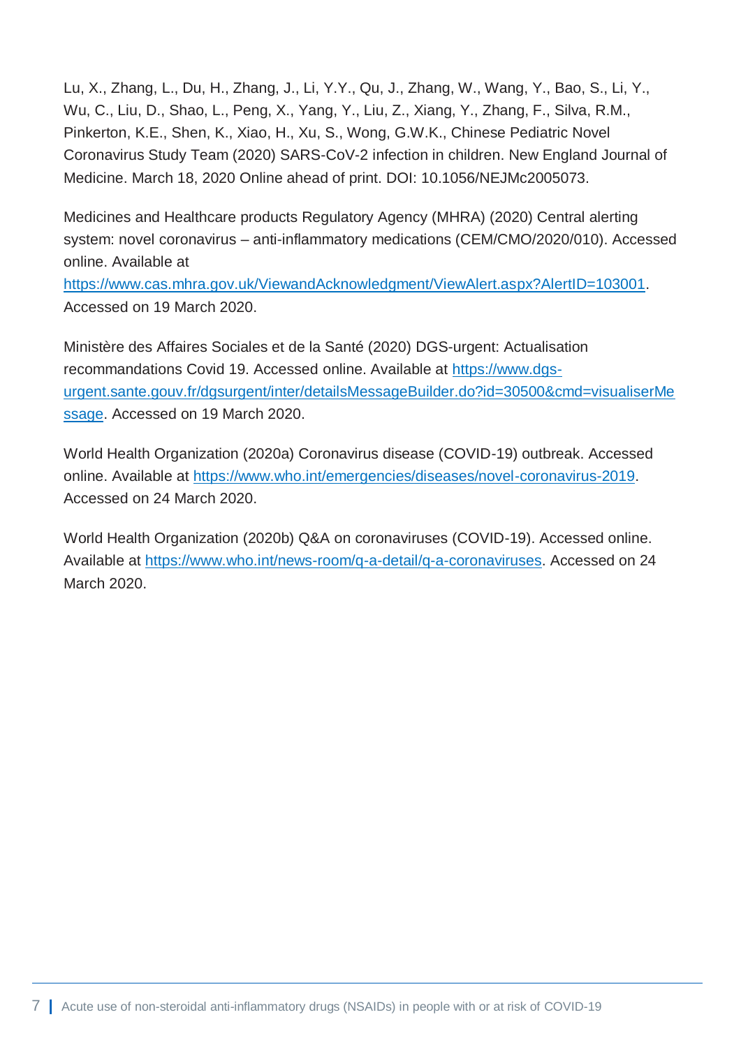Lu, X., Zhang, L., Du, H., Zhang, J., Li, Y.Y., Qu, J., Zhang, W., Wang, Y., Bao, S., Li, Y., Wu, C., Liu, D., Shao, L., Peng, X., Yang, Y., Liu, Z., Xiang, Y., Zhang, F., Silva, R.M., Pinkerton, K.E., Shen, K., Xiao, H., Xu, S., Wong, G.W.K., Chinese Pediatric Novel Coronavirus Study Team (2020) SARS-CoV-2 infection in children. New England Journal of Medicine. March 18, 2020 Online ahead of print. DOI: 10.1056/NEJMc2005073.

Medicines and Healthcare products Regulatory Agency (MHRA) (2020) Central alerting system: novel coronavirus – anti-inflammatory medications (CEM/CMO/2020/010). Accessed online. Available at https://www.cas.mhra.gov.uk/ViewandAcknowledgment/ViewAlert.aspx?AlertID=103001. Accessed on 19 March 2020.

Ministère des Affaires Sociales et de la Santé (2020) DGS-urgent: Actualisation recommandations Covid 19. Accessed online. Available at https://www.dgs-urgent.sante.gouv.fr/dgsurgent/inter/detailsMessageBuilder.do?id=30500&cmd=visualiserMessage. Accessed on 19 March 2020.

World Health Organization (2020a) Coronavirus disease (COVID-19) outbreak. Accessed online. Available at https://www.who.int/emergencies/diseases/novel-coronavirus-2019. Accessed on 24 March 2020.

World Health Organization (2020b) Q&A on coronaviruses (COVID-19). Accessed online. Available at https://www.who.int/news-room/q-a-detail/q-a-coronaviruses. Accessed on 24 March 2020.